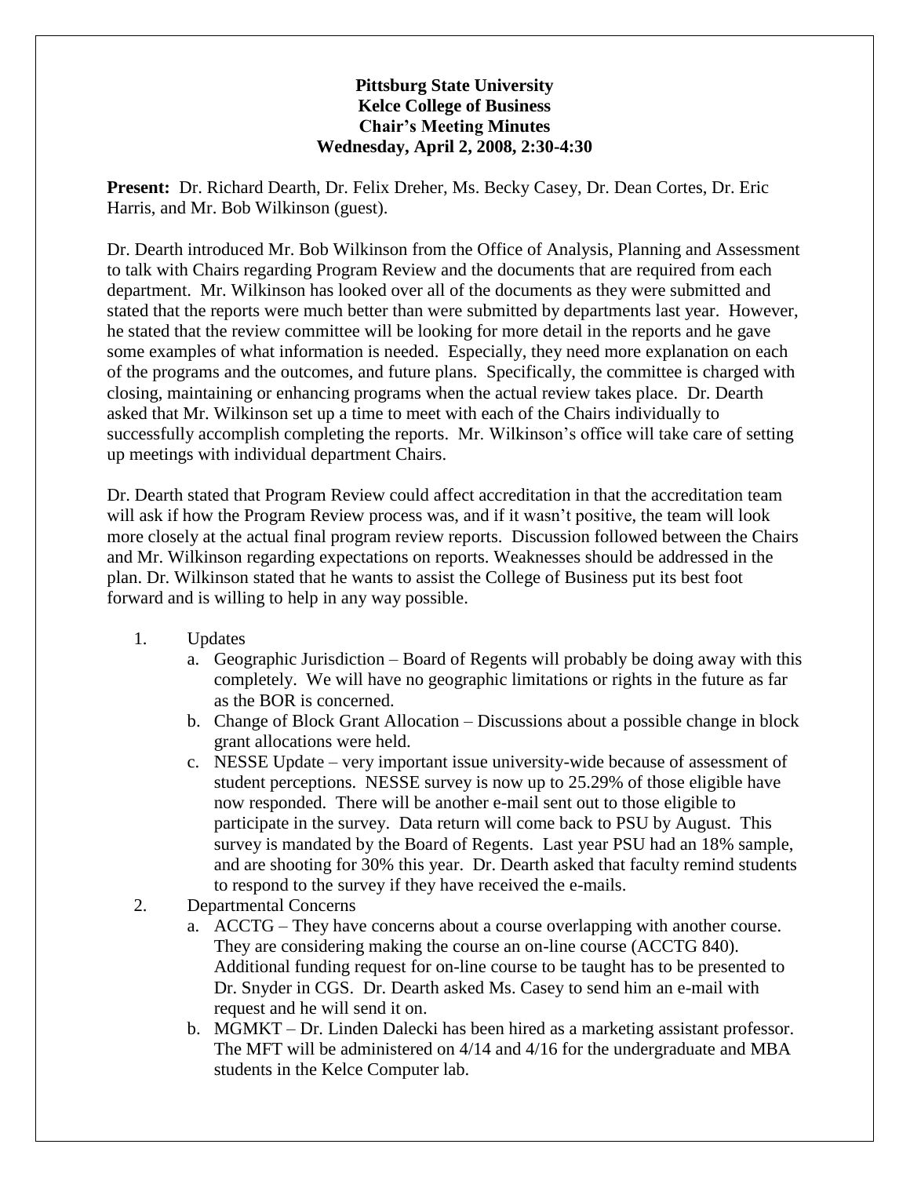**Pittsburg State University**
**Kelce College of Business**
**Chair's Meeting Minutes**
**Wednesday, April 2, 2008, 2:30-4:30**

**Present:** Dr. Richard Dearth, Dr. Felix Dreher, Ms. Becky Casey, Dr. Dean Cortes, Dr. Eric Harris, and Mr. Bob Wilkinson (guest).

Dr. Dearth introduced Mr. Bob Wilkinson from the Office of Analysis, Planning and Assessment to talk with Chairs regarding Program Review and the documents that are required from each department. Mr. Wilkinson has looked over all of the documents as they were submitted and stated that the reports were much better than were submitted by departments last year. However, he stated that the review committee will be looking for more detail in the reports and he gave some examples of what information is needed. Especially, they need more explanation on each of the programs and the outcomes, and future plans. Specifically, the committee is charged with closing, maintaining or enhancing programs when the actual review takes place. Dr. Dearth asked that Mr. Wilkinson set up a time to meet with each of the Chairs individually to successfully accomplish completing the reports. Mr. Wilkinson's office will take care of setting up meetings with individual department Chairs.

Dr. Dearth stated that Program Review could affect accreditation in that the accreditation team will ask if how the Program Review process was, and if it wasn't positive, the team will look more closely at the actual final program review reports. Discussion followed between the Chairs and Mr. Wilkinson regarding expectations on reports. Weaknesses should be addressed in the plan. Dr. Wilkinson stated that he wants to assist the College of Business put its best foot forward and is willing to help in any way possible.

1. Updates
   a. Geographic Jurisdiction – Board of Regents will probably be doing away with this completely. We will have no geographic limitations or rights in the future as far as the BOR is concerned.
   b. Change of Block Grant Allocation – Discussions about a possible change in block grant allocations were held.
   c. NESSE Update – very important issue university-wide because of assessment of student perceptions. NESSE survey is now up to 25.29% of those eligible have now responded. There will be another e-mail sent out to those eligible to participate in the survey. Data return will come back to PSU by August. This survey is mandated by the Board of Regents. Last year PSU had an 18% sample, and are shooting for 30% this year. Dr. Dearth asked that faculty remind students to respond to the survey if they have received the e-mails.
2. Departmental Concerns
   a. ACCTG – They have concerns about a course overlapping with another course. They are considering making the course an on-line course (ACCTG 840). Additional funding request for on-line course to be taught has to be presented to Dr. Snyder in CGS. Dr. Dearth asked Ms. Casey to send him an e-mail with request and he will send it on.
   b. MGMKT – Dr. Linden Dalecki has been hired as a marketing assistant professor. The MFT will be administered on 4/14 and 4/16 for the undergraduate and MBA students in the Kelce Computer lab.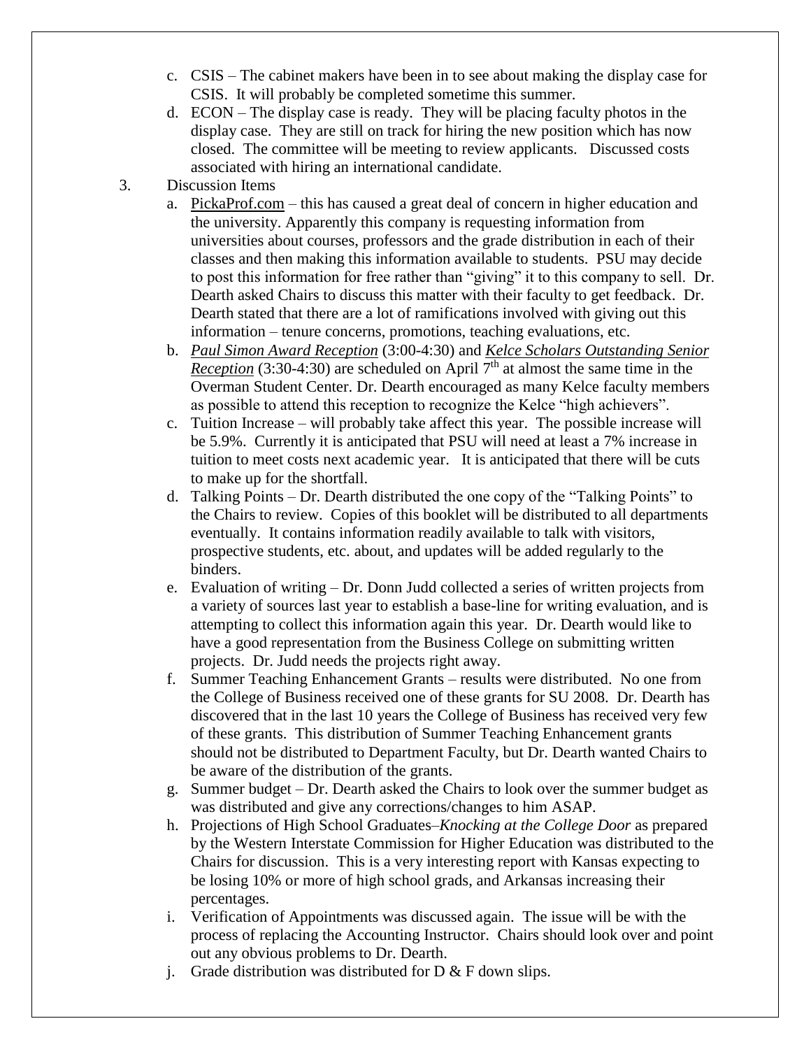c. CSIS – The cabinet makers have been in to see about making the display case for CSIS. It will probably be completed sometime this summer.

d. ECON – The display case is ready. They will be placing faculty photos in the display case. They are still on track for hiring the new position which has now closed. The committee will be meeting to review applicants. Discussed costs associated with hiring an international candidate.

3. Discussion Items

a. PickaProf.com – this has caused a great deal of concern in higher education and the university. Apparently this company is requesting information from universities about courses, professors and the grade distribution in each of their classes and then making this information available to students. PSU may decide to post this information for free rather than "giving" it to this company to sell. Dr. Dearth asked Chairs to discuss this matter with their faculty to get feedback. Dr. Dearth stated that there are a lot of ramifications involved with giving out this information – tenure concerns, promotions, teaching evaluations, etc.

b. *Paul Simon Award Reception* (3:00-4:30) and *Kelce Scholars Outstanding Senior Reception* (3:30-4:30) are scheduled on April 7th at almost the same time in the Overman Student Center. Dr. Dearth encouraged as many Kelce faculty members as possible to attend this reception to recognize the Kelce "high achievers".

c. Tuition Increase – will probably take affect this year. The possible increase will be 5.9%. Currently it is anticipated that PSU will need at least a 7% increase in tuition to meet costs next academic year. It is anticipated that there will be cuts to make up for the shortfall.

d. Talking Points – Dr. Dearth distributed the one copy of the "Talking Points" to the Chairs to review. Copies of this booklet will be distributed to all departments eventually. It contains information readily available to talk with visitors, prospective students, etc. about, and updates will be added regularly to the binders.

e. Evaluation of writing – Dr. Donn Judd collected a series of written projects from a variety of sources last year to establish a base-line for writing evaluation, and is attempting to collect this information again this year. Dr. Dearth would like to have a good representation from the Business College on submitting written projects. Dr. Judd needs the projects right away.

f. Summer Teaching Enhancement Grants – results were distributed. No one from the College of Business received one of these grants for SU 2008. Dr. Dearth has discovered that in the last 10 years the College of Business has received very few of these grants. This distribution of Summer Teaching Enhancement grants should not be distributed to Department Faculty, but Dr. Dearth wanted Chairs to be aware of the distribution of the grants.

g. Summer budget – Dr. Dearth asked the Chairs to look over the summer budget as was distributed and give any corrections/changes to him ASAP.

h. Projections of High School Graduates–*Knocking at the College Door* as prepared by the Western Interstate Commission for Higher Education was distributed to the Chairs for discussion. This is a very interesting report with Kansas expecting to be losing 10% or more of high school grads, and Arkansas increasing their percentages.

i. Verification of Appointments was discussed again. The issue will be with the process of replacing the Accounting Instructor. Chairs should look over and point out any obvious problems to Dr. Dearth.

j. Grade distribution was distributed for D & F down slips.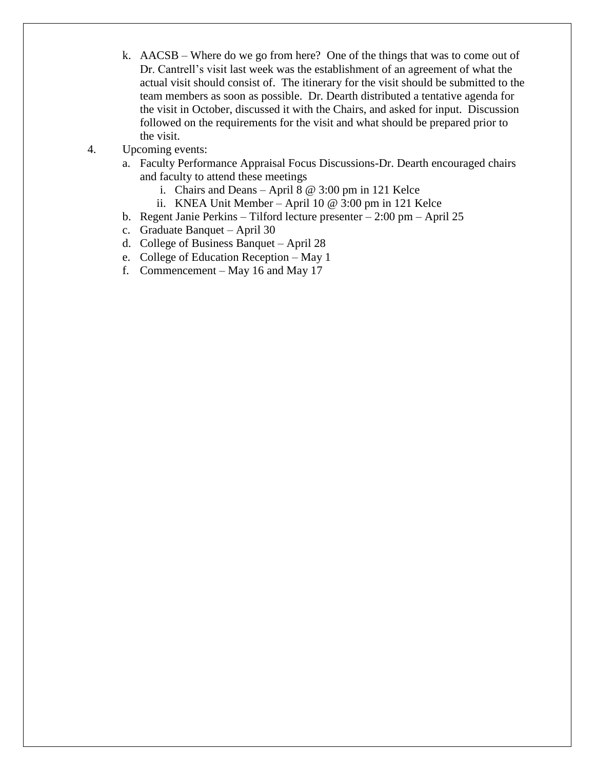k. AACSB – Where do we go from here? One of the things that was to come out of Dr. Cantrell's visit last week was the establishment of an agreement of what the actual visit should consist of. The itinerary for the visit should be submitted to the team members as soon as possible. Dr. Dearth distributed a tentative agenda for the visit in October, discussed it with the Chairs, and asked for input. Discussion followed on the requirements for the visit and what should be prepared prior to the visit.

4. Upcoming events:
   a. Faculty Performance Appraisal Focus Discussions-Dr. Dearth encouraged chairs and faculty to attend these meetings
      i. Chairs and Deans – April 8 @ 3:00 pm in 121 Kelce
      ii. KNEA Unit Member – April 10 @ 3:00 pm in 121 Kelce
   b. Regent Janie Perkins – Tilford lecture presenter – 2:00 pm – April 25
   c. Graduate Banquet – April 30
   d. College of Business Banquet – April 28
   e. College of Education Reception – May 1
   f. Commencement – May 16 and May 17